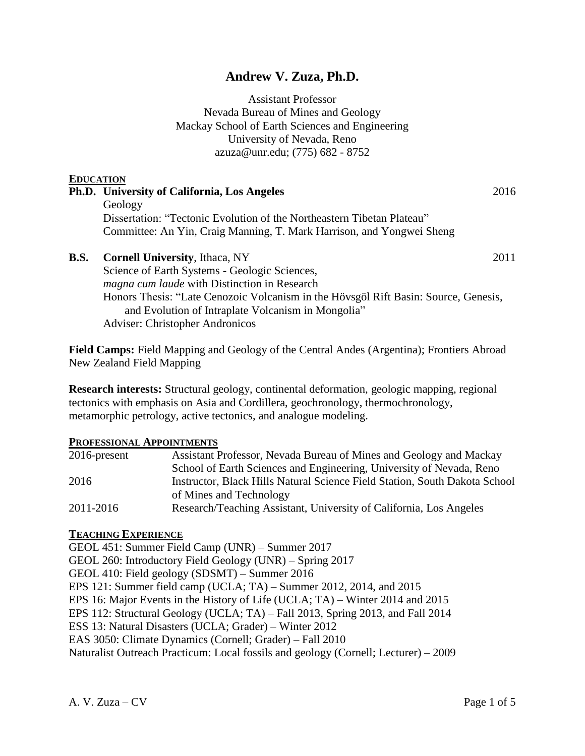# Andrew V. Zuza, Ph.D.

Assistant Professor
Nevada Bureau of Mines and Geology
Mackay School of Earth Sciences and Engineering
University of Nevada, Reno
azuza@unr.edu; (775) 682 - 8752

## EDUCATION

**Ph.D. University of California, Los Angeles** — 2016
Geology
Dissertation: "Tectonic Evolution of the Northeastern Tibetan Plateau"
Committee: An Yin, Craig Manning, T. Mark Harrison, and Yongwei Sheng

**B.S. Cornell University**, Ithaca, NY — 2011
Science of Earth Systems - Geologic Sciences,
*magna cum laude* with Distinction in Research
Honors Thesis: "Late Cenozoic Volcanism in the Hövsgöl Rift Basin: Source, Genesis, and Evolution of Intraplate Volcanism in Mongolia"
Adviser: Christopher Andronicos

**Field Camps:** Field Mapping and Geology of the Central Andes (Argentina); Frontiers Abroad New Zealand Field Mapping

**Research interests:** Structural geology, continental deformation, geologic mapping, regional tectonics with emphasis on Asia and Cordillera, geochronology, thermochronology, metamorphic petrology, active tectonics, and analogue modeling.

## PROFESSIONAL APPOINTMENTS

| | |
|---|---|
| 2016-present | Assistant Professor, Nevada Bureau of Mines and Geology and Mackay School of Earth Sciences and Engineering, University of Nevada, Reno |
| 2016 | Instructor, Black Hills Natural Science Field Station, South Dakota School of Mines and Technology |
| 2011-2016 | Research/Teaching Assistant, University of California, Los Angeles |

## TEACHING EXPERIENCE

GEOL 451: Summer Field Camp (UNR) – Summer 2017
GEOL 260: Introductory Field Geology (UNR) – Spring 2017
GEOL 410: Field geology (SDSMT) – Summer 2016
EPS 121: Summer field camp (UCLA; TA) – Summer 2012, 2014, and 2015
EPS 16: Major Events in the History of Life (UCLA; TA) – Winter 2014 and 2015
EPS 112: Structural Geology (UCLA; TA) – Fall 2013, Spring 2013, and Fall 2014
ESS 13: Natural Disasters (UCLA; Grader) – Winter 2012
EAS 3050: Climate Dynamics (Cornell; Grader) – Fall 2010
Naturalist Outreach Practicum: Local fossils and geology (Cornell; Lecturer) – 2009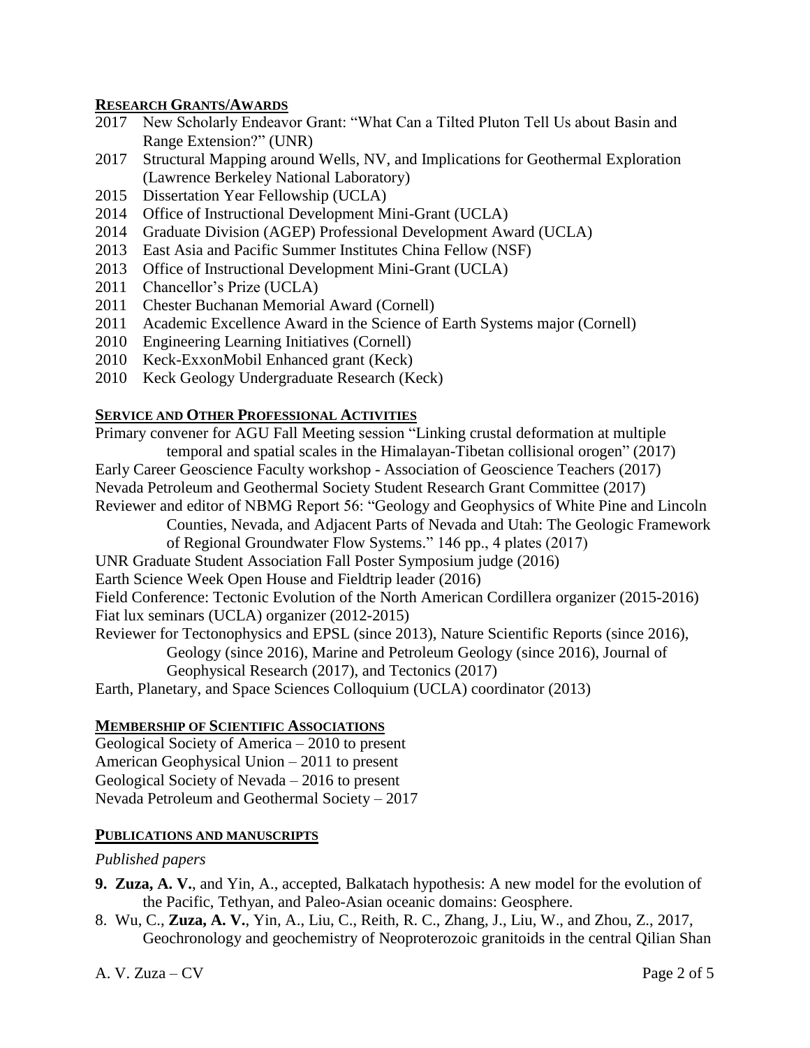## RESEARCH GRANTS/AWARDS

2017 New Scholarly Endeavor Grant: "What Can a Tilted Pluton Tell Us about Basin and Range Extension?" (UNR)
2017 Structural Mapping around Wells, NV, and Implications for Geothermal Exploration (Lawrence Berkeley National Laboratory)
2015 Dissertation Year Fellowship (UCLA)
2014 Office of Instructional Development Mini-Grant (UCLA)
2014 Graduate Division (AGEP) Professional Development Award (UCLA)
2013 East Asia and Pacific Summer Institutes China Fellow (NSF)
2013 Office of Instructional Development Mini-Grant (UCLA)
2011 Chancellor's Prize (UCLA)
2011 Chester Buchanan Memorial Award (Cornell)
2011 Academic Excellence Award in the Science of Earth Systems major (Cornell)
2010 Engineering Learning Initiatives (Cornell)
2010 Keck-ExxonMobil Enhanced grant (Keck)
2010 Keck Geology Undergraduate Research (Keck)

## SERVICE AND OTHER PROFESSIONAL ACTIVITIES

Primary convener for AGU Fall Meeting session "Linking crustal deformation at multiple temporal and spatial scales in the Himalayan-Tibetan collisional orogen" (2017)
Early Career Geoscience Faculty workshop - Association of Geoscience Teachers (2017)
Nevada Petroleum and Geothermal Society Student Research Grant Committee (2017)
Reviewer and editor of NBMG Report 56: "Geology and Geophysics of White Pine and Lincoln Counties, Nevada, and Adjacent Parts of Nevada and Utah: The Geologic Framework of Regional Groundwater Flow Systems." 146 pp., 4 plates (2017)
UNR Graduate Student Association Fall Poster Symposium judge (2016)
Earth Science Week Open House and Fieldtrip leader (2016)
Field Conference: Tectonic Evolution of the North American Cordillera organizer (2015-2016)
Fiat lux seminars (UCLA) organizer (2012-2015)
Reviewer for Tectonophysics and EPSL (since 2013), Nature Scientific Reports (since 2016), Geology (since 2016), Marine and Petroleum Geology (since 2016), Journal of Geophysical Research (2017), and Tectonics (2017)
Earth, Planetary, and Space Sciences Colloquium (UCLA) coordinator (2013)

## MEMBERSHIP OF SCIENTIFIC ASSOCIATIONS

Geological Society of America – 2010 to present
American Geophysical Union – 2011 to present
Geological Society of Nevada – 2016 to present
Nevada Petroleum and Geothermal Society – 2017

## PUBLICATIONS AND MANUSCRIPTS

*Published papers*

**9. Zuza, A. V.**, and Yin, A., accepted, Balkatach hypothesis: A new model for the evolution of the Pacific, Tethyan, and Paleo-Asian oceanic domains: Geosphere.

8. Wu, C., **Zuza, A. V.**, Yin, A., Liu, C., Reith, R. C., Zhang, J., Liu, W., and Zhou, Z., 2017, Geochronology and geochemistry of Neoproterozoic granitoids in the central Qilian Shan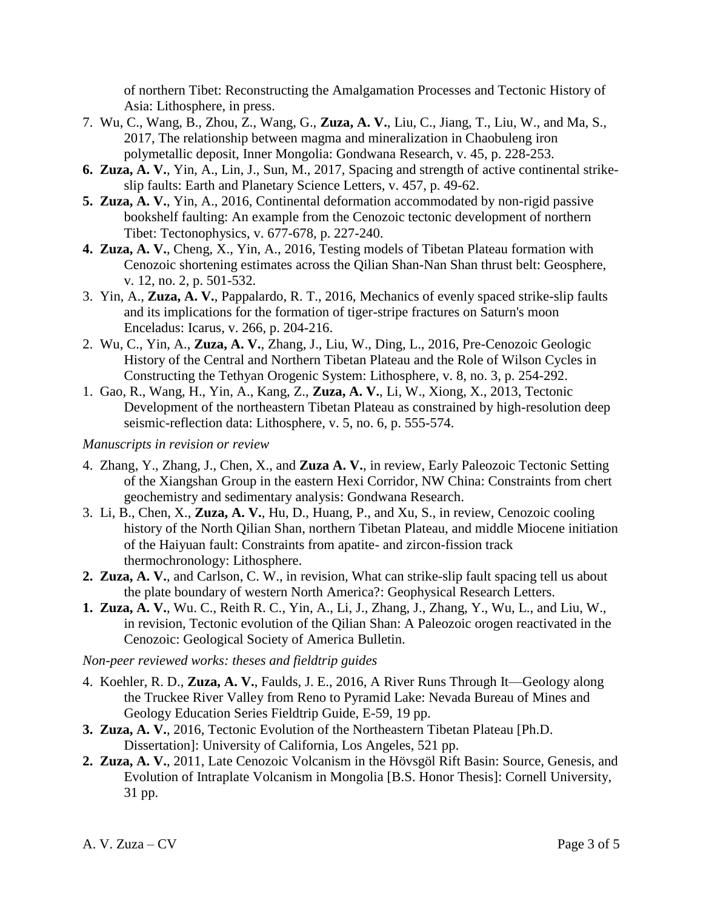of northern Tibet: Reconstructing the Amalgamation Processes and Tectonic History of Asia: Lithosphere, in press.

7. Wu, C., Wang, B., Zhou, Z., Wang, G., **Zuza, A. V.**, Liu, C., Jiang, T., Liu, W., and Ma, S., 2017, The relationship between magma and mineralization in Chaobuleng iron polymetallic deposit, Inner Mongolia: Gondwana Research, v. 45, p. 228-253.
6. **Zuza, A. V.**, Yin, A., Lin, J., Sun, M., 2017, Spacing and strength of active continental strike-slip faults: Earth and Planetary Science Letters, v. 457, p. 49-62.
5. **Zuza, A. V.**, Yin, A., 2016, Continental deformation accommodated by non-rigid passive bookshelf faulting: An example from the Cenozoic tectonic development of northern Tibet: Tectonophysics, v. 677-678, p. 227-240.
4. **Zuza, A. V.**, Cheng, X., Yin, A., 2016, Testing models of Tibetan Plateau formation with Cenozoic shortening estimates across the Qilian Shan-Nan Shan thrust belt: Geosphere, v. 12, no. 2, p. 501-532.
3. Yin, A., **Zuza, A. V.**, Pappalardo, R. T., 2016, Mechanics of evenly spaced strike-slip faults and its implications for the formation of tiger-stripe fractures on Saturn's moon Enceladus: Icarus, v. 266, p. 204-216.
2. Wu, C., Yin, A., **Zuza, A. V.**, Zhang, J., Liu, W., Ding, L., 2016, Pre-Cenozoic Geologic History of the Central and Northern Tibetan Plateau and the Role of Wilson Cycles in Constructing the Tethyan Orogenic System: Lithosphere, v. 8, no. 3, p. 254-292.
1. Gao, R., Wang, H., Yin, A., Kang, Z., **Zuza, A. V.**, Li, W., Xiong, X., 2013, Tectonic Development of the northeastern Tibetan Plateau as constrained by high-resolution deep seismic-reflection data: Lithosphere, v. 5, no. 6, p. 555-574.

*Manuscripts in revision or review*

4. Zhang, Y., Zhang, J., Chen, X., and **Zuza A. V.**, in review, Early Paleozoic Tectonic Setting of the Xiangshan Group in the eastern Hexi Corridor, NW China: Constraints from chert geochemistry and sedimentary analysis: Gondwana Research.
3. Li, B., Chen, X., **Zuza, A. V.**, Hu, D., Huang, P., and Xu, S., in review, Cenozoic cooling history of the North Qilian Shan, northern Tibetan Plateau, and middle Miocene initiation of the Haiyuan fault: Constraints from apatite- and zircon-fission track thermochronology: Lithosphere.
2. **Zuza, A. V.**, and Carlson, C. W., in revision, What can strike-slip fault spacing tell us about the plate boundary of western North America?: Geophysical Research Letters.
1. **Zuza, A. V.**, Wu. C., Reith R. C., Yin, A., Li, J., Zhang, J., Zhang, Y., Wu, L., and Liu, W., in revision, Tectonic evolution of the Qilian Shan: A Paleozoic orogen reactivated in the Cenozoic: Geological Society of America Bulletin.

*Non-peer reviewed works: theses and fieldtrip guides*

4. Koehler, R. D., **Zuza, A. V.**, Faulds, J. E., 2016, A River Runs Through It—Geology along the Truckee River Valley from Reno to Pyramid Lake: Nevada Bureau of Mines and Geology Education Series Fieldtrip Guide, E-59, 19 pp.
3. **Zuza, A. V.**, 2016, Tectonic Evolution of the Northeastern Tibetan Plateau [Ph.D. Dissertation]: University of California, Los Angeles, 521 pp.
2. **Zuza, A. V.**, 2011, Late Cenozoic Volcanism in the Hövsgöl Rift Basin: Source, Genesis, and Evolution of Intraplate Volcanism in Mongolia [B.S. Honor Thesis]: Cornell University, 31 pp.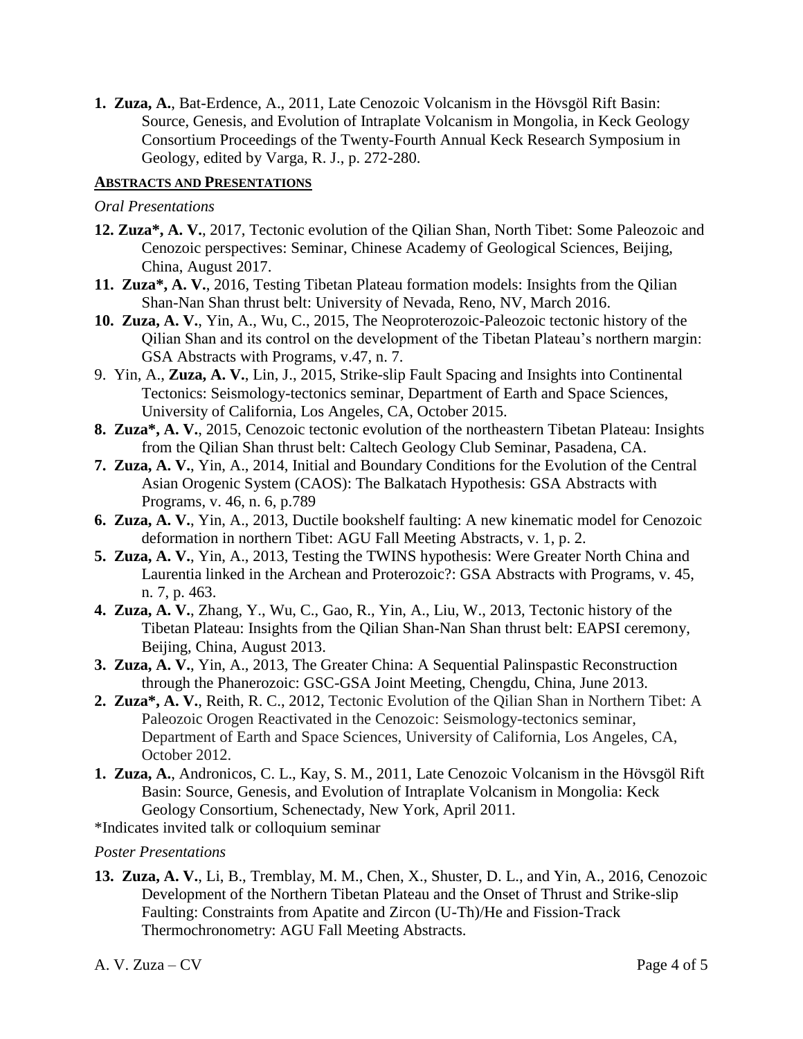1. **Zuza, A.**, Bat-Erdence, A., 2011, Late Cenozoic Volcanism in the Hövsgöl Rift Basin: Source, Genesis, and Evolution of Intraplate Volcanism in Mongolia, in Keck Geology Consortium Proceedings of the Twenty-Fourth Annual Keck Research Symposium in Geology, edited by Varga, R. J., p. 272-280.

**ABSTRACTS AND PRESENTATIONS**

*Oral Presentations*

12. **Zuza*, A. V.**, 2017, Tectonic evolution of the Qilian Shan, North Tibet: Some Paleozoic and Cenozoic perspectives: Seminar, Chinese Academy of Geological Sciences, Beijing, China, August 2017.
11. **Zuza*, A. V.**, 2016, Testing Tibetan Plateau formation models: Insights from the Qilian Shan-Nan Shan thrust belt: University of Nevada, Reno, NV, March 2016.
10. **Zuza, A. V.**, Yin, A., Wu, C., 2015, The Neoproterozoic-Paleozoic tectonic history of the Qilian Shan and its control on the development of the Tibetan Plateau's northern margin: GSA Abstracts with Programs, v.47, n. 7.
9. Yin, A., **Zuza, A. V.**, Lin, J., 2015, Strike-slip Fault Spacing and Insights into Continental Tectonics: Seismology-tectonics seminar, Department of Earth and Space Sciences, University of California, Los Angeles, CA, October 2015.
8. **Zuza*, A. V.**, 2015, Cenozoic tectonic evolution of the northeastern Tibetan Plateau: Insights from the Qilian Shan thrust belt: Caltech Geology Club Seminar, Pasadena, CA.
7. **Zuza, A. V.**, Yin, A., 2014, Initial and Boundary Conditions for the Evolution of the Central Asian Orogenic System (CAOS): The Balkatach Hypothesis: GSA Abstracts with Programs, v. 46, n. 6, p.789
6. **Zuza, A. V.**, Yin, A., 2013, Ductile bookshelf faulting: A new kinematic model for Cenozoic deformation in northern Tibet: AGU Fall Meeting Abstracts, v. 1, p. 2.
5. **Zuza, A. V.**, Yin, A., 2013, Testing the TWINS hypothesis: Were Greater North China and Laurentia linked in the Archean and Proterozoic?: GSA Abstracts with Programs, v. 45, n. 7, p. 463.
4. **Zuza, A. V.**, Zhang, Y., Wu, C., Gao, R., Yin, A., Liu, W., 2013, Tectonic history of the Tibetan Plateau: Insights from the Qilian Shan-Nan Shan thrust belt: EAPSI ceremony, Beijing, China, August 2013.
3. **Zuza, A. V.**, Yin, A., 2013, The Greater China: A Sequential Palinspastic Reconstruction through the Phanerozoic: GSC-GSA Joint Meeting, Chengdu, China, June 2013.
2. **Zuza*, A. V.**, Reith, R. C., 2012, Tectonic Evolution of the Qilian Shan in Northern Tibet: A Paleozoic Orogen Reactivated in the Cenozoic: Seismology-tectonics seminar, Department of Earth and Space Sciences, University of California, Los Angeles, CA, October 2012.
1. **Zuza, A.**, Andronicos, C. L., Kay, S. M., 2011, Late Cenozoic Volcanism in the Hövsgöl Rift Basin: Source, Genesis, and Evolution of Intraplate Volcanism in Mongolia: Keck Geology Consortium, Schenectady, New York, April 2011.

*Indicates invited talk or colloquium seminar

*Poster Presentations*

13. **Zuza, A. V.**, Li, B., Tremblay, M. M., Chen, X., Shuster, D. L., and Yin, A., 2016, Cenozoic Development of the Northern Tibetan Plateau and the Onset of Thrust and Strike-slip Faulting: Constraints from Apatite and Zircon (U-Th)/He and Fission-Track Thermochronometry: AGU Fall Meeting Abstracts.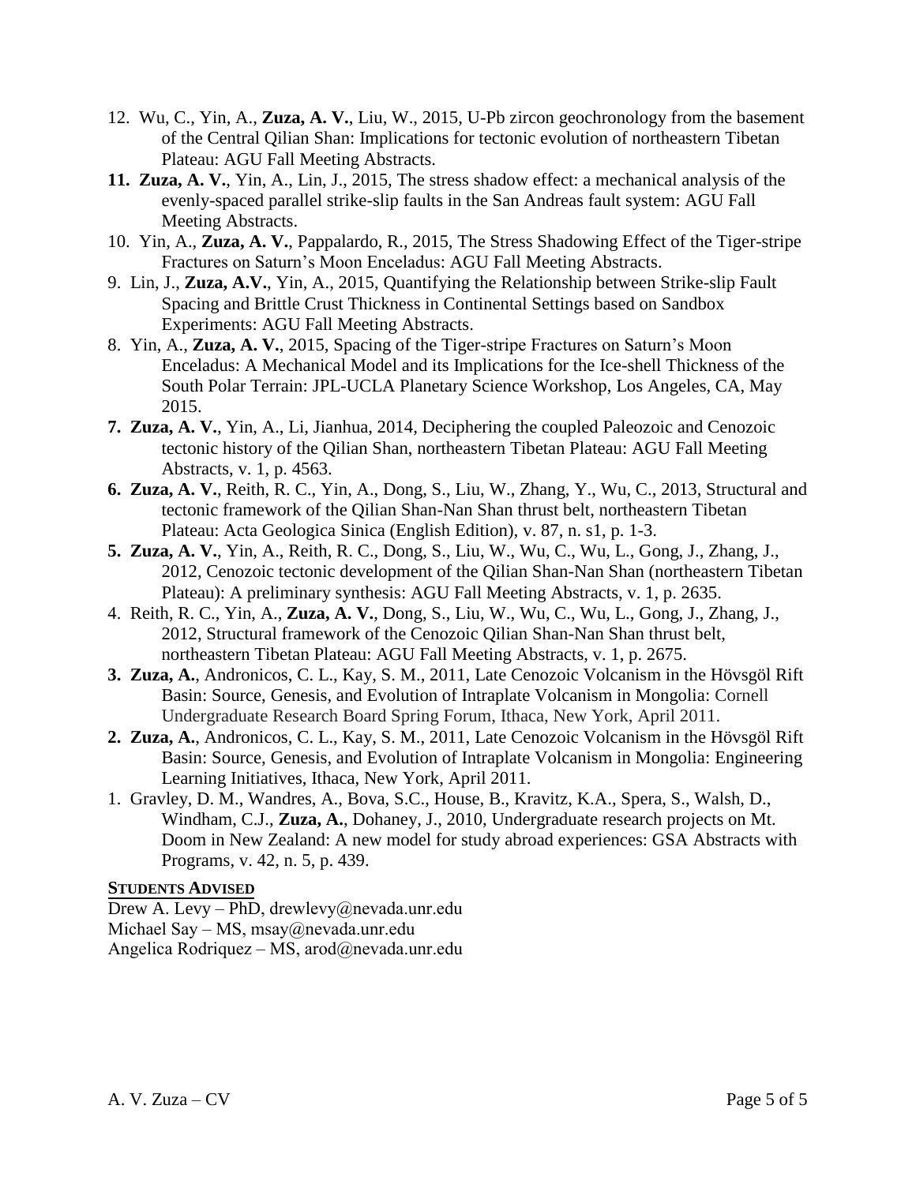12. Wu, C., Yin, A., **Zuza, A. V.**, Liu, W., 2015, U-Pb zircon geochronology from the basement of the Central Qilian Shan: Implications for tectonic evolution of northeastern Tibetan Plateau: AGU Fall Meeting Abstracts.

**11. Zuza, A. V.**, Yin, A., Lin, J., 2015, The stress shadow effect: a mechanical analysis of the evenly-spaced parallel strike-slip faults in the San Andreas fault system: AGU Fall Meeting Abstracts.

10. Yin, A., **Zuza, A. V.**, Pappalardo, R., 2015, The Stress Shadowing Effect of the Tiger-stripe Fractures on Saturn's Moon Enceladus: AGU Fall Meeting Abstracts.

9. Lin, J., **Zuza, A.V.**, Yin, A., 2015, Quantifying the Relationship between Strike-slip Fault Spacing and Brittle Crust Thickness in Continental Settings based on Sandbox Experiments: AGU Fall Meeting Abstracts.

8. Yin, A., **Zuza, A. V.**, 2015, Spacing of the Tiger-stripe Fractures on Saturn's Moon Enceladus: A Mechanical Model and its Implications for the Ice-shell Thickness of the South Polar Terrain: JPL-UCLA Planetary Science Workshop, Los Angeles, CA, May 2015.

**7. Zuza, A. V.**, Yin, A., Li, Jianhua, 2014, Deciphering the coupled Paleozoic and Cenozoic tectonic history of the Qilian Shan, northeastern Tibetan Plateau: AGU Fall Meeting Abstracts, v. 1, p. 4563.

**6. Zuza, A. V.**, Reith, R. C., Yin, A., Dong, S., Liu, W., Zhang, Y., Wu, C., 2013, Structural and tectonic framework of the Qilian Shan-Nan Shan thrust belt, northeastern Tibetan Plateau: Acta Geologica Sinica (English Edition), v. 87, n. s1, p. 1-3.

**5. Zuza, A. V.**, Yin, A., Reith, R. C., Dong, S., Liu, W., Wu, C., Wu, L., Gong, J., Zhang, J., 2012, Cenozoic tectonic development of the Qilian Shan-Nan Shan (northeastern Tibetan Plateau): A preliminary synthesis: AGU Fall Meeting Abstracts, v. 1, p. 2635.

4. Reith, R. C., Yin, A., **Zuza, A. V.**, Dong, S., Liu, W., Wu, C., Wu, L., Gong, J., Zhang, J., 2012, Structural framework of the Cenozoic Qilian Shan-Nan Shan thrust belt, northeastern Tibetan Plateau: AGU Fall Meeting Abstracts, v. 1, p. 2675.

**3. Zuza, A.**, Andronicos, C. L., Kay, S. M., 2011, Late Cenozoic Volcanism in the Hövsgöl Rift Basin: Source, Genesis, and Evolution of Intraplate Volcanism in Mongolia: Cornell Undergraduate Research Board Spring Forum, Ithaca, New York, April 2011.

**2. Zuza, A.**, Andronicos, C. L., Kay, S. M., 2011, Late Cenozoic Volcanism in the Hövsgöl Rift Basin: Source, Genesis, and Evolution of Intraplate Volcanism in Mongolia: Engineering Learning Initiatives, Ithaca, New York, April 2011.

1. Gravley, D. M., Wandres, A., Bova, S.C., House, B., Kravitz, K.A., Spera, S., Walsh, D., Windham, C.J., **Zuza, A.**, Dohaney, J., 2010, Undergraduate research projects on Mt. Doom in New Zealand: A new model for study abroad experiences: GSA Abstracts with Programs, v. 42, n. 5, p. 439.

## STUDENTS ADVISED

Drew A. Levy – PhD, drewlevy@nevada.unr.edu
Michael Say – MS, msay@nevada.unr.edu
Angelica Rodriquez – MS, arod@nevada.unr.edu